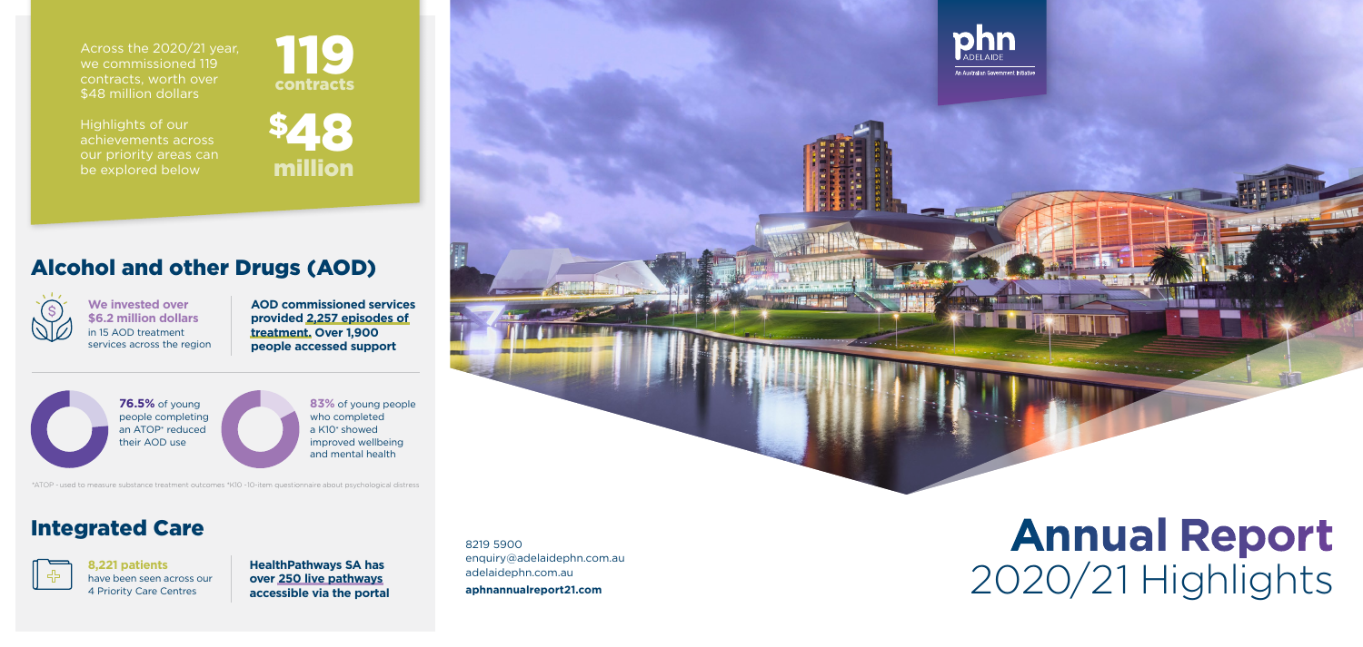Across the 2020/21 year, we commissioned 119 contracts, worth over $48 million dollars

Highlights of our achievements across our priority areas can be explored below

**119 contracts**

**$48 million**

## Alcohol and other Drugs (AOD)

**We invested over $6.2 million dollars** in 15 AOD treatment services across the region

**AOD commissioned services provided 2,257 episodes of treatment. Over 1,900 people accessed support**

**76.5%** of young people completing an ATOP* reduced their AOD use

**83%** of young people who completed a K10* showed improved wellbeing and mental health

*ATOP - used to measure substance treatment outcomes *K10 -10-item questionnaire about psychological distress

## Integrated Care

**8,221 patients** have been seen across our 4 Priority Care Centres

**HealthPathways SA has over 250 live pathways accessible via the portal**

8219 5900
enquiry@adelaidephn.com.au
adelaidephn.com.au
**aphnannualreport21.com**

phn ADELAIDE
An Australian Government Initiative

# Annual Report 2020/21 Highlights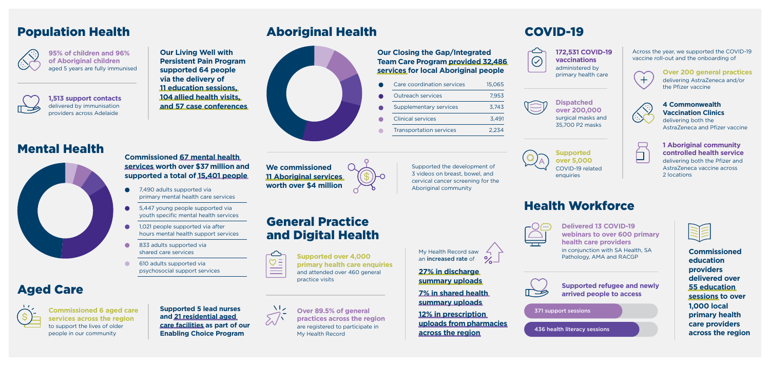## Population Health

**95% of children and 96% of Aboriginal children** aged 5 years are fully immunised

**1,513 support contacts** delivered by immunisation providers across Adelaide

**Our Living Well with Persistent Pain Program supported 64 people via the delivery of 11 education sessions, 104 allied health visits, and 57 case conferences**

## Mental Health

**Commissioned 67 mental health services worth over $37 million and supported a total of 15,401 people**

- 7,490 adults supported via primary mental health care services
- 5,447 young people supported via youth specific mental health services
- 1,021 people supported via after hours mental health support services
- 833 adults supported via shared care services
- 610 adults supported via psychosocial support services

## Aged Care

**Commissioned 6 aged care services across the region** to support the lives of older people in our community

**Supported 5 lead nurses and 21 residential aged care facilities as part of our Enabling Choice Program**

## Aboriginal Health

**Our Closing the Gap/Integrated Team Care Program provided 32,486 services for local Aboriginal people**

| | |
|---|---|
| Care coordination services | 15,065 |
| Outreach services | 7,953 |
| Supplementary services | 3,743 |
| Clinical services | 3,491 |
| Transportation services | 2,234 |

**We commissioned 11 Aboriginal services worth over $4 million**

Supported the development of 3 videos on breast, bowel, and cervical cancer screening for the Aboriginal community

## General Practice and Digital Health

**Supported over 4,000 primary health care enquiries** and attended over 460 general practice visits

**Over 89.5% of general practices across the region** are registered to participate in My Health Record

My Health Record saw an **increased rate** of

**27% in discharge summary uploads**

**7% in shared health summary uploads**

**12% in prescription uploads from pharmacies across the region**

## COVID-19

**172,531 COVID-19 vaccinations** administered by primary health care

**Dispatched over 200,000** surgical masks and 35,700 P2 masks

**Supported over 5,000** COVID-19 related enquiries

Across the year, we supported the COVID-19 vaccine roll-out and the onboarding of

**Over 200 general practices** delivering AstraZeneca and/or the Pfizer vaccine

**4 Commonwealth Vaccination Clinics** delivering both the AstraZeneca and Pfizer vaccine

**1 Aboriginal community controlled health service** delivering both the Pfizer and AstraZeneca vaccine across 2 locations

## Health Workforce

**Delivered 13 COVID-19 webinars to over 600 primary health care providers** in conjunction with SA Health, SA Pathology, AMA and RACGP

**Supported refugee and newly arrived people to access**

371 support sessions

436 health literacy sessions

**Commissioned education providers delivered over 55 education sessions to over 1,000 local primary health care providers across the region**